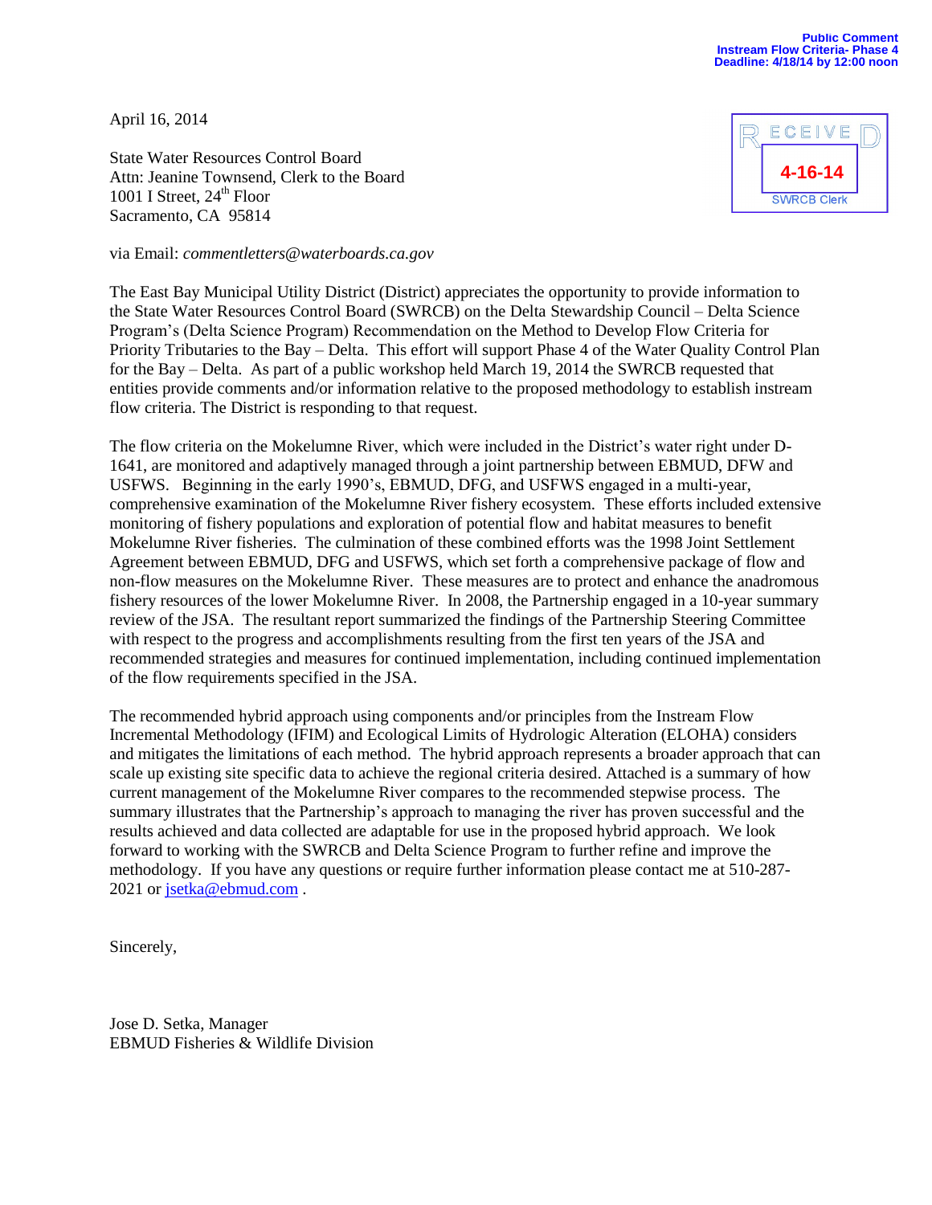**Public Comment**
**Instream Flow Criteria- Phase 4**
**Deadline: 4/18/14 by 12:00 noon**

RECEIVED
4-16-14
SWRCB Clerk

April 16, 2014

State Water Resources Control Board
Attn: Jeanine Townsend, Clerk to the Board
1001 I Street, 24th Floor
Sacramento, CA 95814

via Email: *commentletters@waterboards.ca.gov*

The East Bay Municipal Utility District (District) appreciates the opportunity to provide information to the State Water Resources Control Board (SWRCB) on the Delta Stewardship Council – Delta Science Program's (Delta Science Program) Recommendation on the Method to Develop Flow Criteria for Priority Tributaries to the Bay – Delta. This effort will support Phase 4 of the Water Quality Control Plan for the Bay – Delta. As part of a public workshop held March 19, 2014 the SWRCB requested that entities provide comments and/or information relative to the proposed methodology to establish instream flow criteria. The District is responding to that request.

The flow criteria on the Mokelumne River, which were included in the District's water right under D-1641, are monitored and adaptively managed through a joint partnership between EBMUD, DFW and USFWS. Beginning in the early 1990's, EBMUD, DFG, and USFWS engaged in a multi-year, comprehensive examination of the Mokelumne River fishery ecosystem. These efforts included extensive monitoring of fishery populations and exploration of potential flow and habitat measures to benefit Mokelumne River fisheries. The culmination of these combined efforts was the 1998 Joint Settlement Agreement between EBMUD, DFG and USFWS, which set forth a comprehensive package of flow and non-flow measures on the Mokelumne River. These measures are to protect and enhance the anadromous fishery resources of the lower Mokelumne River. In 2008, the Partnership engaged in a 10-year summary review of the JSA. The resultant report summarized the findings of the Partnership Steering Committee with respect to the progress and accomplishments resulting from the first ten years of the JSA and recommended strategies and measures for continued implementation, including continued implementation of the flow requirements specified in the JSA.

The recommended hybrid approach using components and/or principles from the Instream Flow Incremental Methodology (IFIM) and Ecological Limits of Hydrologic Alteration (ELOHA) considers and mitigates the limitations of each method. The hybrid approach represents a broader approach that can scale up existing site specific data to achieve the regional criteria desired. Attached is a summary of how current management of the Mokelumne River compares to the recommended stepwise process. The summary illustrates that the Partnership's approach to managing the river has proven successful and the results achieved and data collected are adaptable for use in the proposed hybrid approach. We look forward to working with the SWRCB and Delta Science Program to further refine and improve the methodology. If you have any questions or require further information please contact me at 510-287-2021 or jsetka@ebmud.com .

Sincerely,

Jose D. Setka, Manager
EBMUD Fisheries & Wildlife Division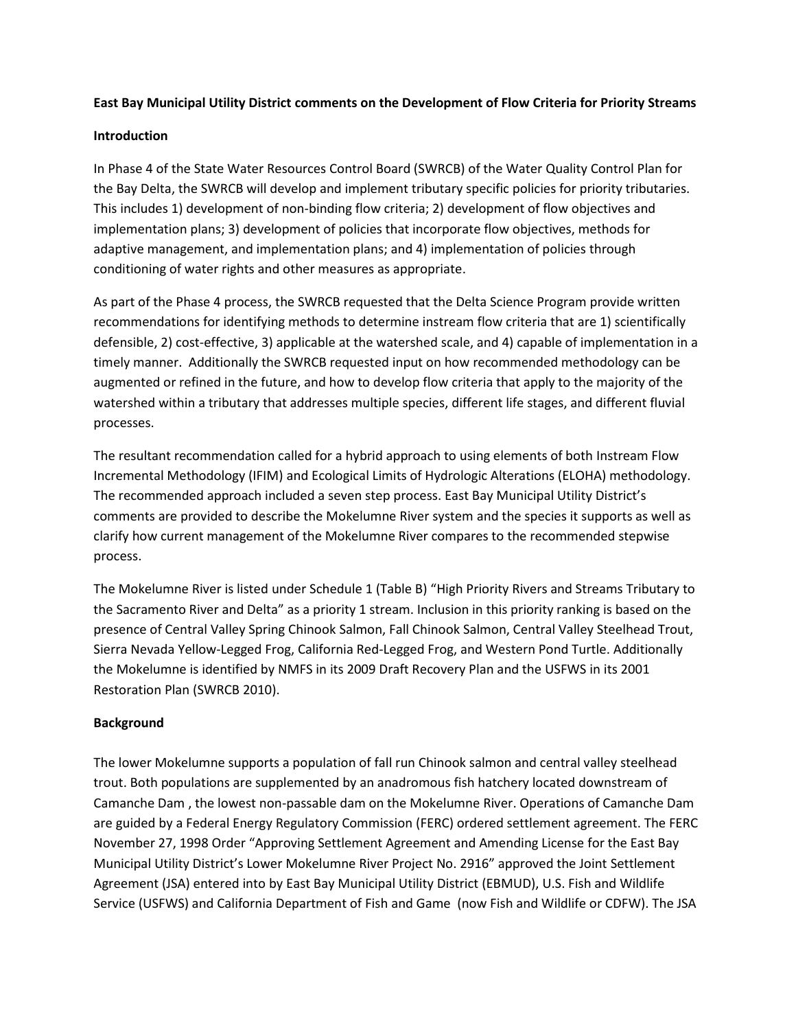**East Bay Municipal Utility District comments on the Development of Flow Criteria for Priority Streams**

**Introduction**

In Phase 4 of the State Water Resources Control Board (SWRCB) of the Water Quality Control Plan for the Bay Delta, the SWRCB will develop and implement tributary specific policies for priority tributaries. This includes 1) development of non-binding flow criteria; 2) development of flow objectives and implementation plans; 3) development of policies that incorporate flow objectives, methods for adaptive management, and implementation plans; and 4) implementation of policies through conditioning of water rights and other measures as appropriate.

As part of the Phase 4 process, the SWRCB requested that the Delta Science Program provide written recommendations for identifying methods to determine instream flow criteria that are 1) scientifically defensible, 2) cost-effective, 3) applicable at the watershed scale, and 4) capable of implementation in a timely manner. Additionally the SWRCB requested input on how recommended methodology can be augmented or refined in the future, and how to develop flow criteria that apply to the majority of the watershed within a tributary that addresses multiple species, different life stages, and different fluvial processes.

The resultant recommendation called for a hybrid approach to using elements of both Instream Flow Incremental Methodology (IFIM) and Ecological Limits of Hydrologic Alterations (ELOHA) methodology. The recommended approach included a seven step process. East Bay Municipal Utility District's comments are provided to describe the Mokelumne River system and the species it supports as well as clarify how current management of the Mokelumne River compares to the recommended stepwise process.

The Mokelumne River is listed under Schedule 1 (Table B) "High Priority Rivers and Streams Tributary to the Sacramento River and Delta" as a priority 1 stream. Inclusion in this priority ranking is based on the presence of Central Valley Spring Chinook Salmon, Fall Chinook Salmon, Central Valley Steelhead Trout, Sierra Nevada Yellow-Legged Frog, California Red-Legged Frog, and Western Pond Turtle. Additionally the Mokelumne is identified by NMFS in its 2009 Draft Recovery Plan and the USFWS in its 2001 Restoration Plan (SWRCB 2010).

**Background**

The lower Mokelumne supports a population of fall run Chinook salmon and central valley steelhead trout. Both populations are supplemented by an anadromous fish hatchery located downstream of Camanche Dam , the lowest non-passable dam on the Mokelumne River. Operations of Camanche Dam are guided by a Federal Energy Regulatory Commission (FERC) ordered settlement agreement. The FERC November 27, 1998 Order "Approving Settlement Agreement and Amending License for the East Bay Municipal Utility District's Lower Mokelumne River Project No. 2916" approved the Joint Settlement Agreement (JSA) entered into by East Bay Municipal Utility District (EBMUD), U.S. Fish and Wildlife Service (USFWS) and California Department of Fish and Game (now Fish and Wildlife or CDFW). The JSA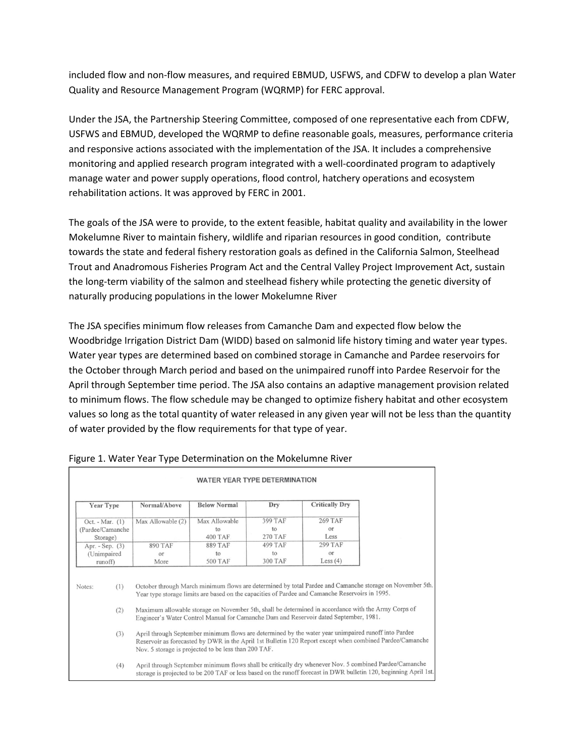included flow and non-flow measures, and required EBMUD, USFWS, and CDFW to develop a plan Water Quality and Resource Management Program (WQRMP) for FERC approval.

Under the JSA, the Partnership Steering Committee, composed of one representative each from CDFW, USFWS and EBMUD, developed the WQRMP to define reasonable goals, measures, performance criteria and responsive actions associated with the implementation of the JSA. It includes a comprehensive monitoring and applied research program integrated with a well-coordinated program to adaptively manage water and power supply operations, flood control, hatchery operations and ecosystem rehabilitation actions. It was approved by FERC in 2001.

The goals of the JSA were to provide, to the extent feasible, habitat quality and availability in the lower Mokelumne River to maintain fishery, wildlife and riparian resources in good condition, contribute towards the state and federal fishery restoration goals as defined in the California Salmon, Steelhead Trout and Anadromous Fisheries Program Act and the Central Valley Project Improvement Act, sustain the long-term viability of the salmon and steelhead fishery while protecting the genetic diversity of naturally producing populations in the lower Mokelumne River

The JSA specifies minimum flow releases from Camanche Dam and expected flow below the Woodbridge Irrigation District Dam (WIDD) based on salmonid life history timing and water year types. Water year types are determined based on combined storage in Camanche and Pardee reservoirs for the October through March period and based on the unimpaired runoff into Pardee Reservoir for the April through September time period. The JSA also contains an adaptive management provision related to minimum flows. The flow schedule may be changed to optimize fishery habitat and other ecosystem values so long as the total quantity of water released in any given year will not be less than the quantity of water provided by the flow requirements for that type of year.

Figure 1. Water Year Type Determination on the Mokelumne River

**WATER YEAR TYPE DETERMINATION**

| Year Type | Normal/Above | Below Normal | Dry | Critically Dry |
|---|---|---|---|---|
| Oct. - Mar. (1) (Pardee/Camanche Storage) | Max Allowable (2) | Max Allowable to 400 TAF | 399 TAF to 270 TAF | 269 TAF or Less |
| Apr. - Sep. (3) (Unimpaired runoff) | 890 TAF or More | 889 TAF to 500 TAF | 499 TAF to 300 TAF | 299 TAF or Less (4) |

Notes:

(1) October through March minimum flows are determined by total Pardee and Camanche storage on November 5th. Year type storage limits are based on the capacities of Pardee and Camanche Reservoirs in 1995.

(2) Maximum allowable storage on November 5th, shall be determined in accordance with the Army Corps of Engineer's Water Control Manual for Camanche Dam and Reservoir dated September, 1981.

(3) April through September minimum flows are determined by the water year unimpaired runoff into Pardee Reservoir as forecasted by DWR in the April 1st Bulletin 120 Report except when combined Pardee/Camanche Nov. 5 storage is projected to be less than 200 TAF.

(4) April through September minimum flows shall be critically dry whenever Nov. 5 combined Pardee/Camanche storage is projected to be 200 TAF or less based on the runoff forecast in DWR bulletin 120, beginning April 1st.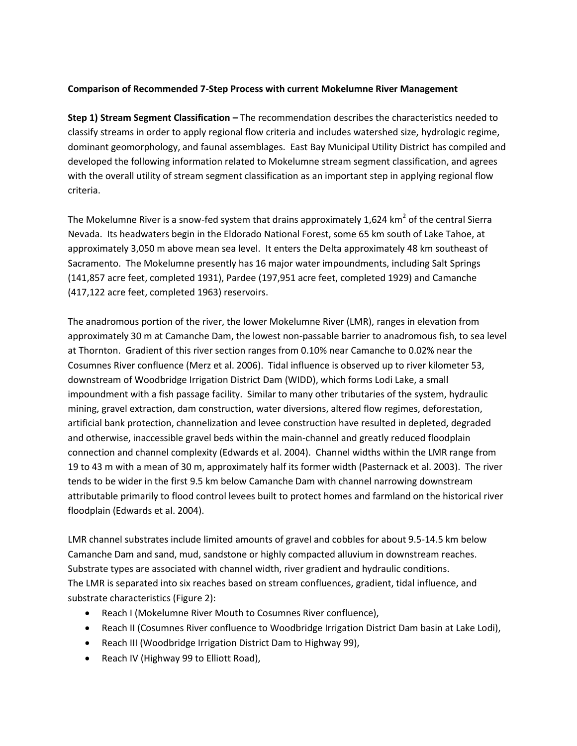**Comparison of Recommended 7-Step Process with current Mokelumne River Management**

**Step 1) Stream Segment Classification –** The recommendation describes the characteristics needed to classify streams in order to apply regional flow criteria and includes watershed size, hydrologic regime, dominant geomorphology, and faunal assemblages. East Bay Municipal Utility District has compiled and developed the following information related to Mokelumne stream segment classification, and agrees with the overall utility of stream segment classification as an important step in applying regional flow criteria.

The Mokelumne River is a snow-fed system that drains approximately 1,624 $km^2$ of the central Sierra Nevada. Its headwaters begin in the Eldorado National Forest, some 65 km south of Lake Tahoe, at approximately 3,050 m above mean sea level. It enters the Delta approximately 48 km southeast of Sacramento. The Mokelumne presently has 16 major water impoundments, including Salt Springs (141,857 acre feet, completed 1931), Pardee (197,951 acre feet, completed 1929) and Camanche (417,122 acre feet, completed 1963) reservoirs.

The anadromous portion of the river, the lower Mokelumne River (LMR), ranges in elevation from approximately 30 m at Camanche Dam, the lowest non-passable barrier to anadromous fish, to sea level at Thornton. Gradient of this river section ranges from 0.10% near Camanche to 0.02% near the Cosumnes River confluence (Merz et al. 2006). Tidal influence is observed up to river kilometer 53, downstream of Woodbridge Irrigation District Dam (WIDD), which forms Lodi Lake, a small impoundment with a fish passage facility. Similar to many other tributaries of the system, hydraulic mining, gravel extraction, dam construction, water diversions, altered flow regimes, deforestation, artificial bank protection, channelization and levee construction have resulted in depleted, degraded and otherwise, inaccessible gravel beds within the main-channel and greatly reduced floodplain connection and channel complexity (Edwards et al. 2004). Channel widths within the LMR range from 19 to 43 m with a mean of 30 m, approximately half its former width (Pasternack et al. 2003). The river tends to be wider in the first 9.5 km below Camanche Dam with channel narrowing downstream attributable primarily to flood control levees built to protect homes and farmland on the historical river floodplain (Edwards et al. 2004).

LMR channel substrates include limited amounts of gravel and cobbles for about 9.5-14.5 km below Camanche Dam and sand, mud, sandstone or highly compacted alluvium in downstream reaches. Substrate types are associated with channel width, river gradient and hydraulic conditions. The LMR is separated into six reaches based on stream confluences, gradient, tidal influence, and substrate characteristics (Figure 2):

- Reach I (Mokelumne River Mouth to Cosumnes River confluence),
- Reach II (Cosumnes River confluence to Woodbridge Irrigation District Dam basin at Lake Lodi),
- Reach III (Woodbridge Irrigation District Dam to Highway 99),
- Reach IV (Highway 99 to Elliott Road),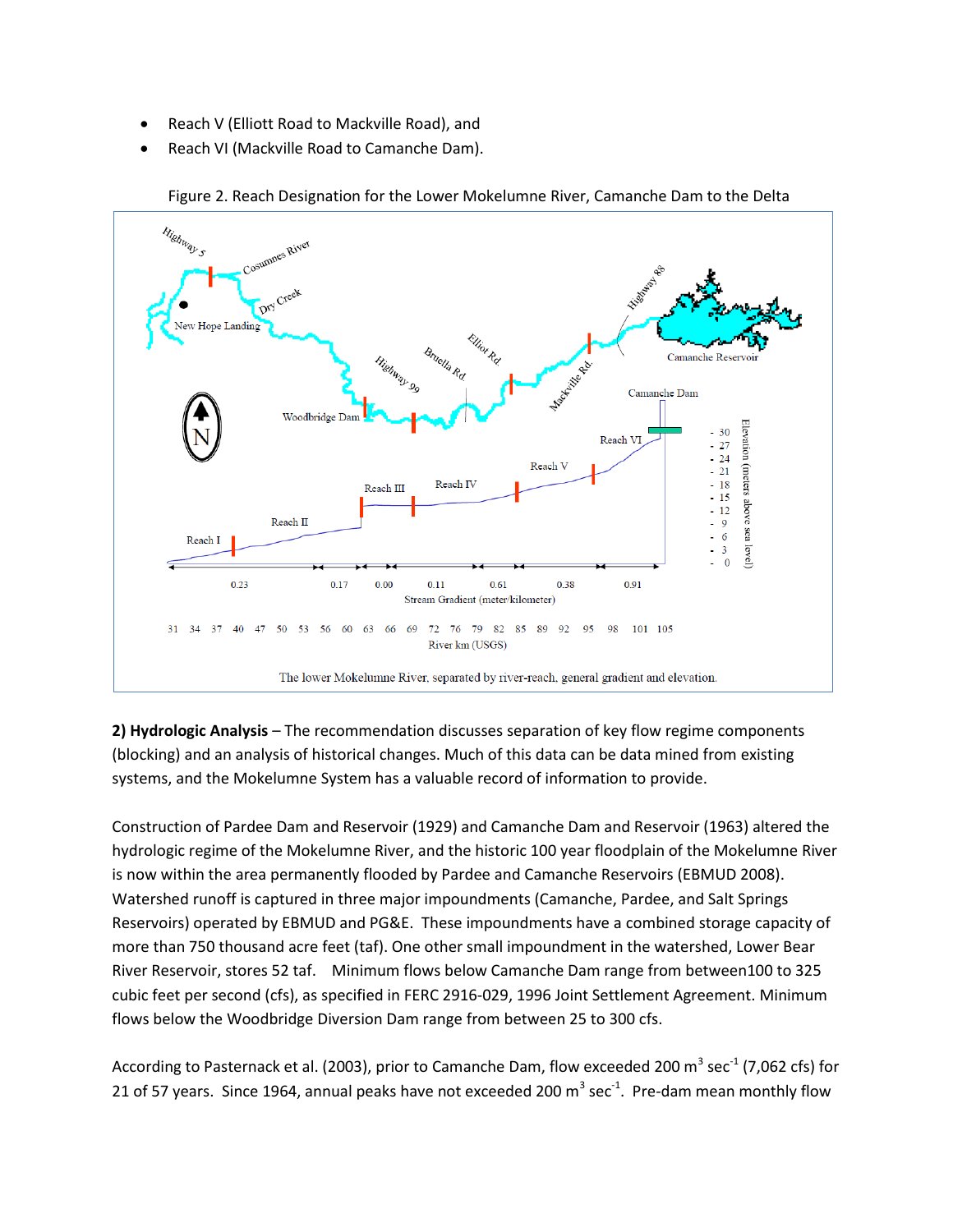- Reach V (Elliott Road to Mackville Road), and
- Reach VI (Mackville Road to Camanche Dam).

Figure 2. Reach Designation for the Lower Mokelumne River, Camanche Dam to the Delta

The lower Mokelumne River, separated by river-reach, general gradient and elevation.

**2) Hydrologic Analysis** – The recommendation discusses separation of key flow regime components (blocking) and an analysis of historical changes. Much of this data can be data mined from existing systems, and the Mokelumne System has a valuable record of information to provide.

Construction of Pardee Dam and Reservoir (1929) and Camanche Dam and Reservoir (1963) altered the hydrologic regime of the Mokelumne River, and the historic 100 year floodplain of the Mokelumne River is now within the area permanently flooded by Pardee and Camanche Reservoirs (EBMUD 2008). Watershed runoff is captured in three major impoundments (Camanche, Pardee, and Salt Springs Reservoirs) operated by EBMUD and PG&E. These impoundments have a combined storage capacity of more than 750 thousand acre feet (taf). One other small impoundment in the watershed, Lower Bear River Reservoir, stores 52 taf. Minimum flows below Camanche Dam range from between100 to 325 cubic feet per second (cfs), as specified in FERC 2916-029, 1996 Joint Settlement Agreement. Minimum flows below the Woodbridge Diversion Dam range from between 25 to 300 cfs.

According to Pasternack et al. (2003), prior to Camanche Dam, flow exceeded 200 $m^3$ $sec^{-1}$ (7,062 cfs) for 21 of 57 years. Since 1964, annual peaks have not exceeded 200 $m^3$ $sec^{-1}$. Pre-dam mean monthly flow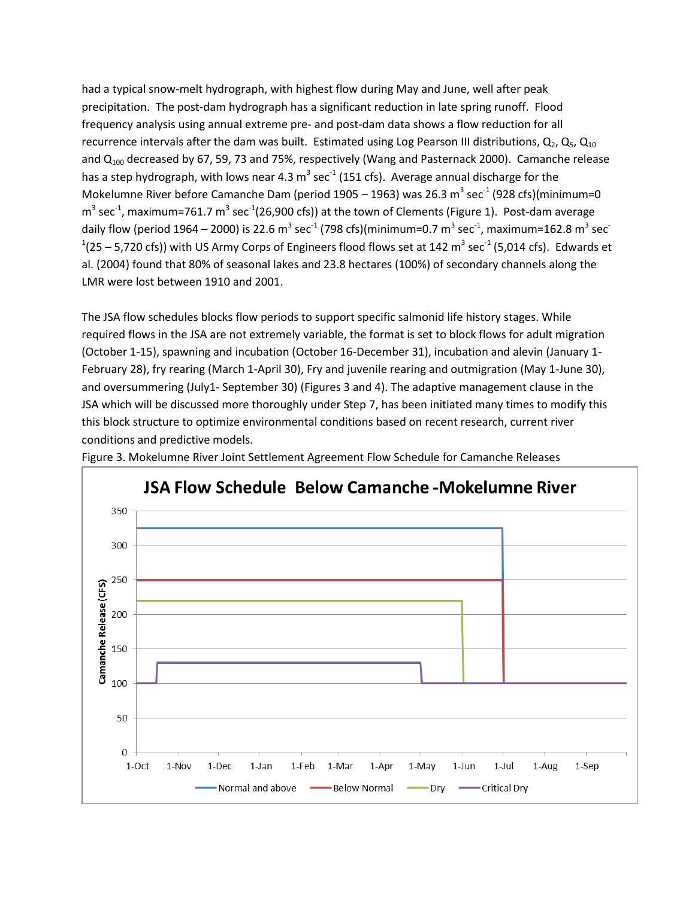had a typical snow-melt hydrograph, with highest flow during May and June, well after peak precipitation. The post-dam hydrograph has a significant reduction in late spring runoff. Flood frequency analysis using annual extreme pre- and post-dam data shows a flow reduction for all recurrence intervals after the dam was built. Estimated using Log Pearson III distributions, $Q_2$, $Q_5$, $Q_{10}$ and $Q_{100}$ decreased by 67, 59, 73 and 75%, respectively (Wang and Pasternack 2000). Camanche release has a step hydrograph, with lows near 4.3 $m^3$ $sec^{-1}$ (151 cfs). Average annual discharge for the Mokelumne River before Camanche Dam (period 1905 – 1963) was 26.3 $m^3$ $sec^{-1}$ (928 cfs)(minimum=0 $m^3$ $sec^{-1}$, maximum=761.7 $m^3$ $sec^{-1}$(26,900 cfs)) at the town of Clements (Figure 1). Post-dam average daily flow (period 1964 – 2000) is 22.6 $m^3$ $sec^{-1}$ (798 cfs)(minimum=0.7 $m^3$ $sec^{-1}$, maximum=162.8 $m^3$ $sec^{-1}$(25 – 5,720 cfs)) with US Army Corps of Engineers flood flows set at 142 $m^3$ $sec^{-1}$ (5,014 cfs). Edwards et al. (2004) found that 80% of seasonal lakes and 23.8 hectares (100%) of secondary channels along the LMR were lost between 1910 and 2001.

The JSA flow schedules blocks flow periods to support specific salmonid life history stages. While required flows in the JSA are not extremely variable, the format is set to block flows for adult migration (October 1-15), spawning and incubation (October 16-December 31), incubation and alevin (January 1-February 28), fry rearing (March 1-April 30), Fry and juvenile rearing and outmigration (May 1-June 30), and oversummering (July1- September 30) (Figures 3 and 4). The adaptive management clause in the JSA which will be discussed more thoroughly under Step 7, has been initiated many times to modify this this block structure to optimize environmental conditions based on recent research, current river conditions and predictive models.

Figure 3. Mokelumne River Joint Settlement Agreement Flow Schedule for Camanche Releases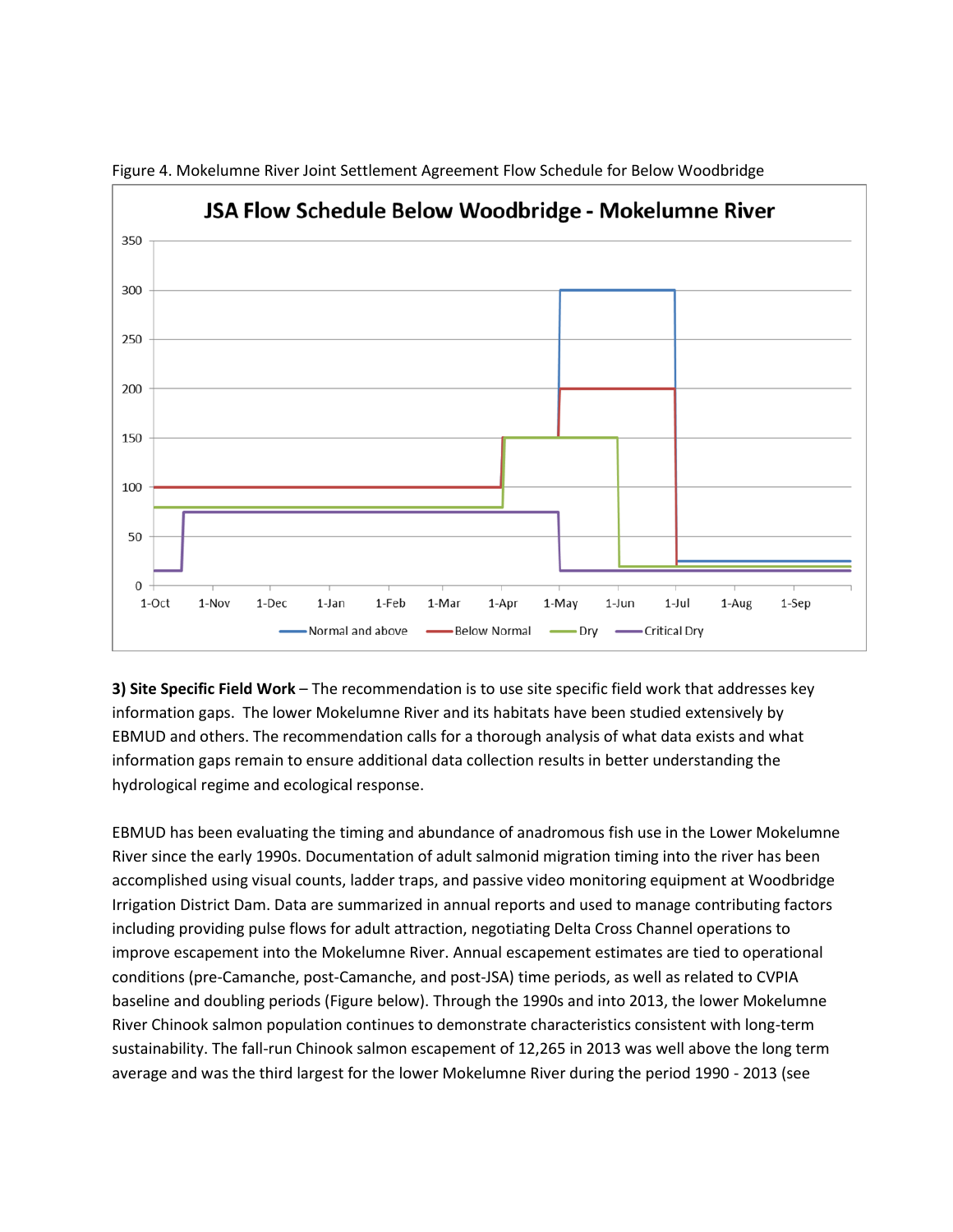Figure 4. Mokelumne River Joint Settlement Agreement Flow Schedule for Below Woodbridge

**3) Site Specific Field Work** – The recommendation is to use site specific field work that addresses key information gaps. The lower Mokelumne River and its habitats have been studied extensively by EBMUD and others. The recommendation calls for a thorough analysis of what data exists and what information gaps remain to ensure additional data collection results in better understanding the hydrological regime and ecological response.

EBMUD has been evaluating the timing and abundance of anadromous fish use in the Lower Mokelumne River since the early 1990s. Documentation of adult salmonid migration timing into the river has been accomplished using visual counts, ladder traps, and passive video monitoring equipment at Woodbridge Irrigation District Dam. Data are summarized in annual reports and used to manage contributing factors including providing pulse flows for adult attraction, negotiating Delta Cross Channel operations to improve escapement into the Mokelumne River. Annual escapement estimates are tied to operational conditions (pre-Camanche, post-Camanche, and post-JSA) time periods, as well as related to CVPIA baseline and doubling periods (Figure below). Through the 1990s and into 2013, the lower Mokelumne River Chinook salmon population continues to demonstrate characteristics consistent with long-term sustainability. The fall-run Chinook salmon escapement of 12,265 in 2013 was well above the long term average and was the third largest for the lower Mokelumne River during the period 1990 - 2013 (see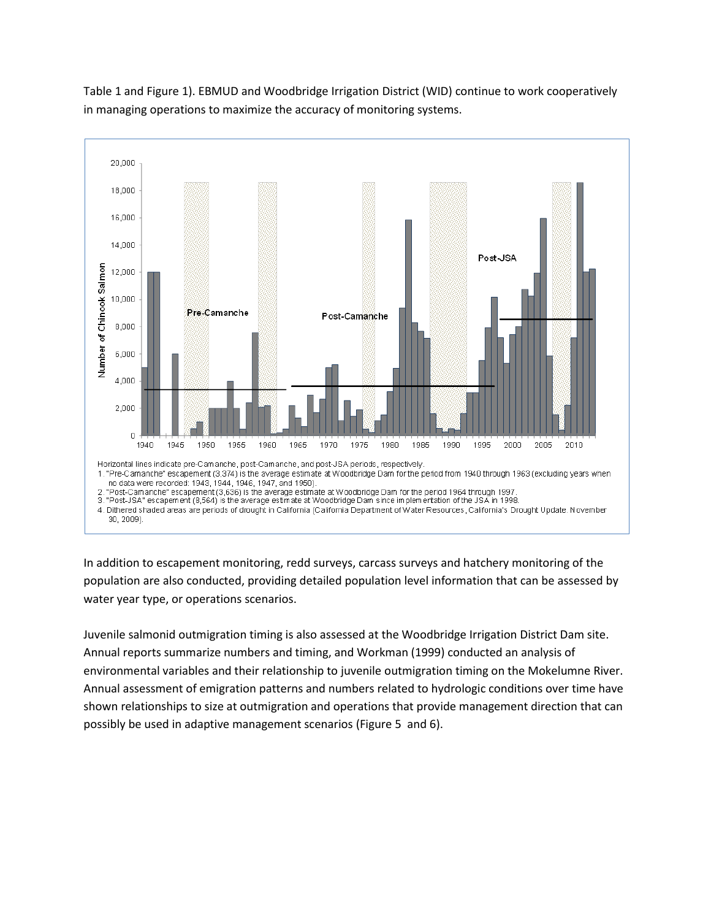Table 1 and Figure 1). EBMUD and Woodbridge Irrigation District (WID) continue to work cooperatively in managing operations to maximize the accuracy of monitoring systems.

Horizontal lines indicate pre-Camanche, post-Camanche, and post-JSA periods, respectively.
1. "Pre-Camanche" escapement (3,374) is the average estimate at Woodbridge Dam for the period from 1940 through 1963 (excluding years when no data were recorded: 1943, 1944, 1946, 1947, and 1950).
2. "Post-Camanche" escapement (3,636) is the average estimate at Woodbridge Dam for the period 1964 through 1997.
3. "Post-JSA" escapement (8,564) is the average estimate at Woodbridge Dam since implementation of the JSA in 1998.
4. Dithered shaded areas are periods of drought in California (California Department of Water Resources, California's Drought Update. November 30, 2009).

In addition to escapement monitoring, redd surveys, carcass surveys and hatchery monitoring of the population are also conducted, providing detailed population level information that can be assessed by water year type, or operations scenarios.

Juvenile salmonid outmigration timing is also assessed at the Woodbridge Irrigation District Dam site. Annual reports summarize numbers and timing, and Workman (1999) conducted an analysis of environmental variables and their relationship to juvenile outmigration timing on the Mokelumne River. Annual assessment of emigration patterns and numbers related to hydrologic conditions over time have shown relationships to size at outmigration and operations that provide management direction that can possibly be used in adaptive management scenarios (Figure 5 and 6).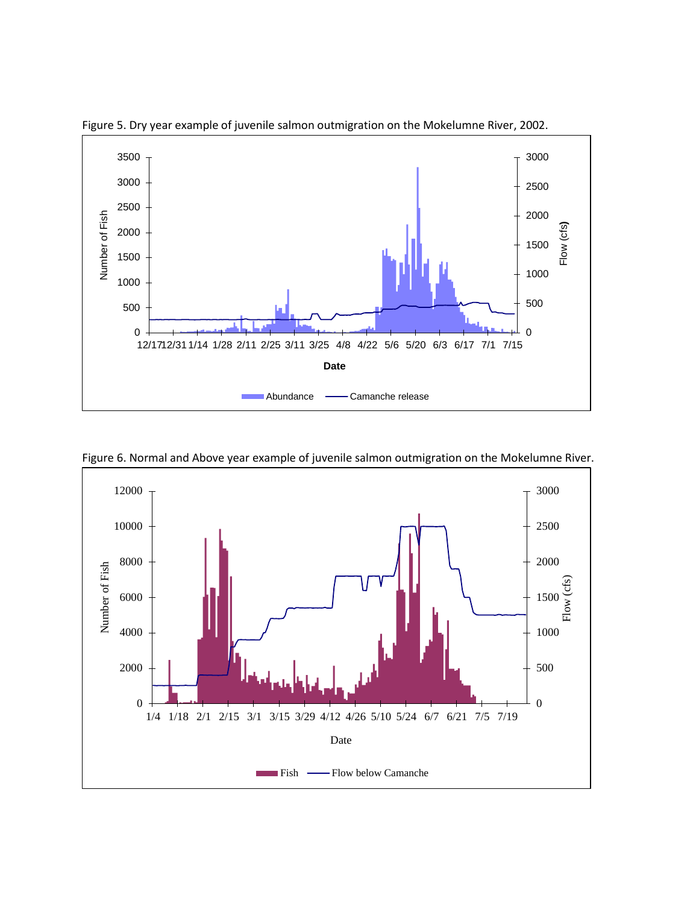Figure 5. Dry year example of juvenile salmon outmigration on the Mokelumne River, 2002.

Figure 6. Normal and Above year example of juvenile salmon outmigration on the Mokelumne River.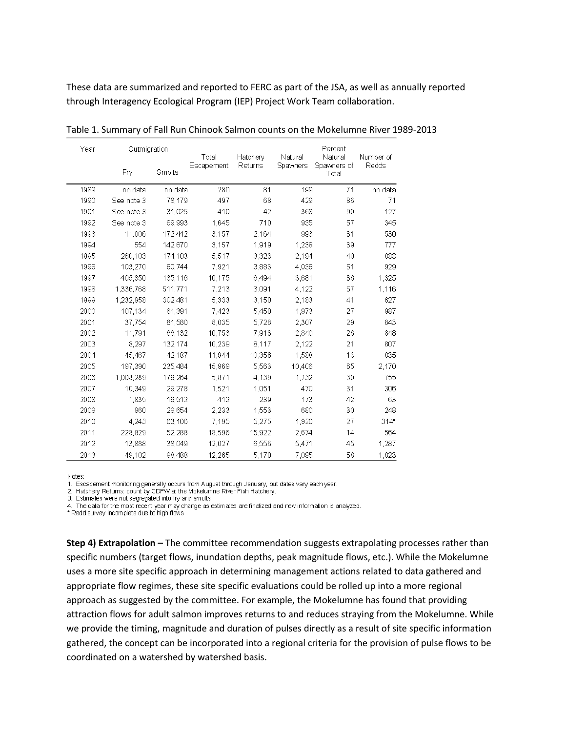These data are summarized and reported to FERC as part of the JSA, as well as annually reported through Interagency Ecological Program (IEP) Project Work Team collaboration.

Table 1. Summary of Fall Run Chinook Salmon counts on the Mokelumne River 1989-2013

| Year | Outmigration | | Total Escapement | Hatchery Returns | Natural Spawners | Percent Natural Spawners of Total | Number of Redds |
|---|---|---|---|---|---|---|---|
| | Fry | Smolts | | | | | |
| 1989 | no data | no data | 280 | 81 | 199 | 71 | no data |
| 1990 | See note 3 | 78,179 | 497 | 68 | 429 | 86 | 71 |
| 1991 | See note 3 | 31,025 | 410 | 42 | 368 | 90 | 127 |
| 1992 | See note 3 | 69,993 | 1,645 | 710 | 935 | 57 | 345 |
| 1993 | 11,006 | 172,442 | 3,157 | 2,164 | 993 | 31 | 530 |
| 1994 | 554 | 142,670 | 3,157 | 1,919 | 1,238 | 39 | 777 |
| 1995 | 260,103 | 174,103 | 5,517 | 3,323 | 2,194 | 40 | 888 |
| 1996 | 103,270 | 80,744 | 7,921 | 3,883 | 4,038 | 51 | 929 |
| 1997 | 405,350 | 135,116 | 10,175 | 6,494 | 3,681 | 36 | 1,325 |
| 1998 | 1,336,768 | 511,771 | 7,213 | 3,091 | 4,122 | 57 | 1,116 |
| 1999 | 1,232,958 | 302,481 | 5,333 | 3,150 | 2,183 | 41 | 627 |
| 2000 | 107,134 | 61,391 | 7,423 | 5,450 | 1,973 | 27 | 987 |
| 2001 | 37,754 | 81,580 | 8,035 | 5,728 | 2,307 | 29 | 843 |
| 2002 | 11,791 | 66,132 | 10,753 | 7,913 | 2,840 | 26 | 848 |
| 2003 | 8,297 | 132,174 | 10,239 | 8,117 | 2,122 | 21 | 807 |
| 2004 | 45,467 | 42,187 | 11,944 | 10,356 | 1,588 | 13 | 835 |
| 2005 | 197,390 | 235,484 | 15,969 | 5,563 | 10,406 | 65 | 2,170 |
| 2006 | 1,008,289 | 179,264 | 5,871 | 4,139 | 1,732 | 30 | 755 |
| 2007 | 10,349 | 29,278 | 1,521 | 1,051 | 470 | 31 | 306 |
| 2008 | 1,835 | 16,512 | 412 | 239 | 173 | 42 | 63 |
| 2009 | 960 | 29,654 | 2,233 | 1,553 | 680 | 30 | 248 |
| 2010 | 4,243 | 63,106 | 7,195 | 5,275 | 1,920 | 27 | 314* |
| 2011 | 228,829 | 52,288 | 18,596 | 15,922 | 2,674 | 14 | 564 |
| 2012 | 13,888 | 38,049 | 12,027 | 6,556 | 5,471 | 45 | 1,287 |
| 2013 | 49,102 | 98,488 | 12,265 | 5,170 | 7,095 | 58 | 1,823 |

Notes:
1. Escapement monitoring generally occurs from August through January, but dates vary each year.
2. Hatchery Returns: count by CDFW at the Mokelumne River Fish Hatchery.
3. Estimates were not segregated into fry and smolts.
4. The data for the most recent year may change as estimates are finalized and new information is analyzed.
* Redd survey incomplete due to high flows

**Step 4) Extrapolation –** The committee recommendation suggests extrapolating processes rather than specific numbers (target flows, inundation depths, peak magnitude flows, etc.). While the Mokelumne uses a more site specific approach in determining management actions related to data gathered and appropriate flow regimes, these site specific evaluations could be rolled up into a more regional approach as suggested by the committee. For example, the Mokelumne has found that providing attraction flows for adult salmon improves returns to and reduces straying from the Mokelumne. While we provide the timing, magnitude and duration of pulses directly as a result of site specific information gathered, the concept can be incorporated into a regional criteria for the provision of pulse flows to be coordinated on a watershed by watershed basis.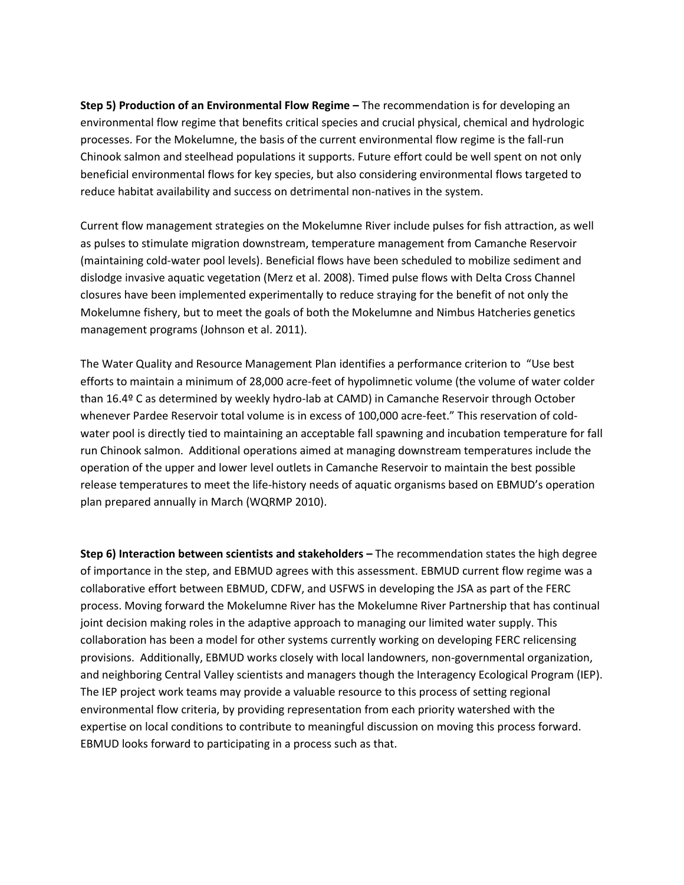**Step 5) Production of an Environmental Flow Regime –** The recommendation is for developing an environmental flow regime that benefits critical species and crucial physical, chemical and hydrologic processes. For the Mokelumne, the basis of the current environmental flow regime is the fall-run Chinook salmon and steelhead populations it supports. Future effort could be well spent on not only beneficial environmental flows for key species, but also considering environmental flows targeted to reduce habitat availability and success on detrimental non-natives in the system.

Current flow management strategies on the Mokelumne River include pulses for fish attraction, as well as pulses to stimulate migration downstream, temperature management from Camanche Reservoir (maintaining cold-water pool levels). Beneficial flows have been scheduled to mobilize sediment and dislodge invasive aquatic vegetation (Merz et al. 2008). Timed pulse flows with Delta Cross Channel closures have been implemented experimentally to reduce straying for the benefit of not only the Mokelumne fishery, but to meet the goals of both the Mokelumne and Nimbus Hatcheries genetics management programs (Johnson et al. 2011).

The Water Quality and Resource Management Plan identifies a performance criterion to "Use best efforts to maintain a minimum of 28,000 acre-feet of hypolimnetic volume (the volume of water colder than 16.4º C as determined by weekly hydro-lab at CAMD) in Camanche Reservoir through October whenever Pardee Reservoir total volume is in excess of 100,000 acre-feet." This reservation of cold-water pool is directly tied to maintaining an acceptable fall spawning and incubation temperature for fall run Chinook salmon. Additional operations aimed at managing downstream temperatures include the operation of the upper and lower level outlets in Camanche Reservoir to maintain the best possible release temperatures to meet the life-history needs of aquatic organisms based on EBMUD's operation plan prepared annually in March (WQRMP 2010).

**Step 6) Interaction between scientists and stakeholders –** The recommendation states the high degree of importance in the step, and EBMUD agrees with this assessment. EBMUD current flow regime was a collaborative effort between EBMUD, CDFW, and USFWS in developing the JSA as part of the FERC process. Moving forward the Mokelumne River has the Mokelumne River Partnership that has continual joint decision making roles in the adaptive approach to managing our limited water supply. This collaboration has been a model for other systems currently working on developing FERC relicensing provisions. Additionally, EBMUD works closely with local landowners, non-governmental organization, and neighboring Central Valley scientists and managers though the Interagency Ecological Program (IEP). The IEP project work teams may provide a valuable resource to this process of setting regional environmental flow criteria, by providing representation from each priority watershed with the expertise on local conditions to contribute to meaningful discussion on moving this process forward. EBMUD looks forward to participating in a process such as that.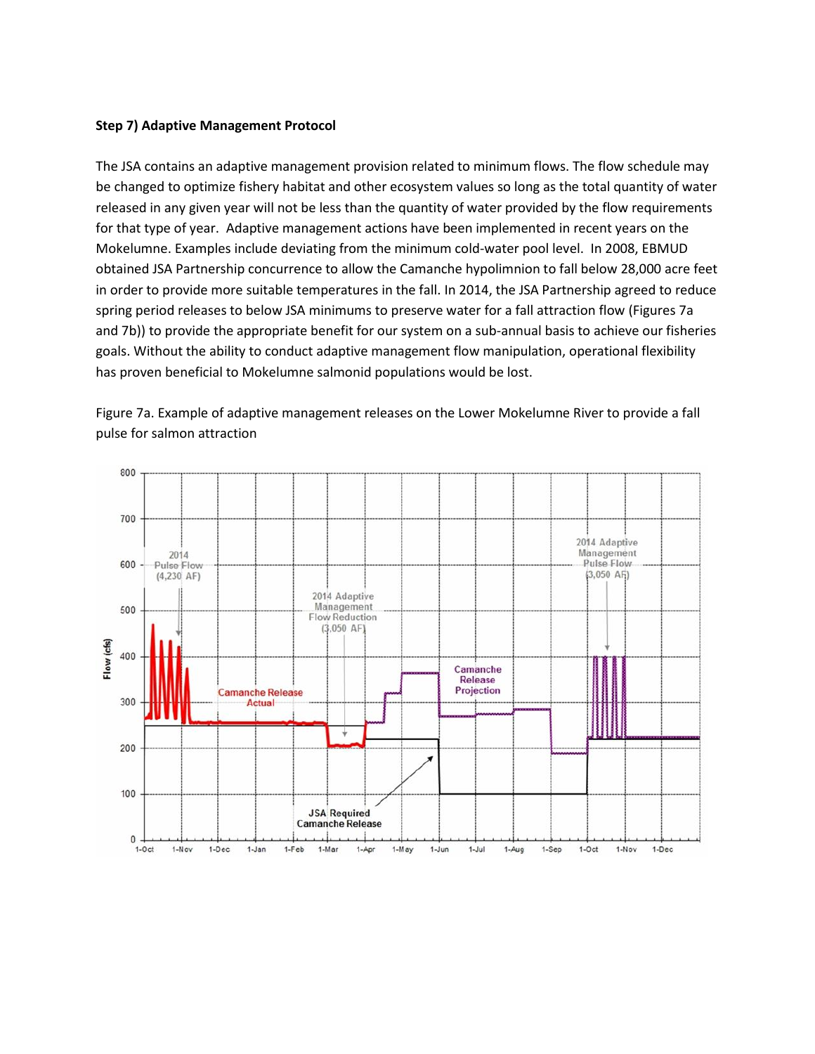**Step 7) Adaptive Management Protocol**

The JSA contains an adaptive management provision related to minimum flows. The flow schedule may be changed to optimize fishery habitat and other ecosystem values so long as the total quantity of water released in any given year will not be less than the quantity of water provided by the flow requirements for that type of year. Adaptive management actions have been implemented in recent years on the Mokelumne. Examples include deviating from the minimum cold-water pool level. In 2008, EBMUD obtained JSA Partnership concurrence to allow the Camanche hypolimnion to fall below 28,000 acre feet in order to provide more suitable temperatures in the fall. In 2014, the JSA Partnership agreed to reduce spring period releases to below JSA minimums to preserve water for a fall attraction flow (Figures 7a and 7b)) to provide the appropriate benefit for our system on a sub-annual basis to achieve our fisheries goals. Without the ability to conduct adaptive management flow manipulation, operational flexibility has proven beneficial to Mokelumne salmonid populations would be lost.

Figure 7a. Example of adaptive management releases on the Lower Mokelumne River to provide a fall pulse for salmon attraction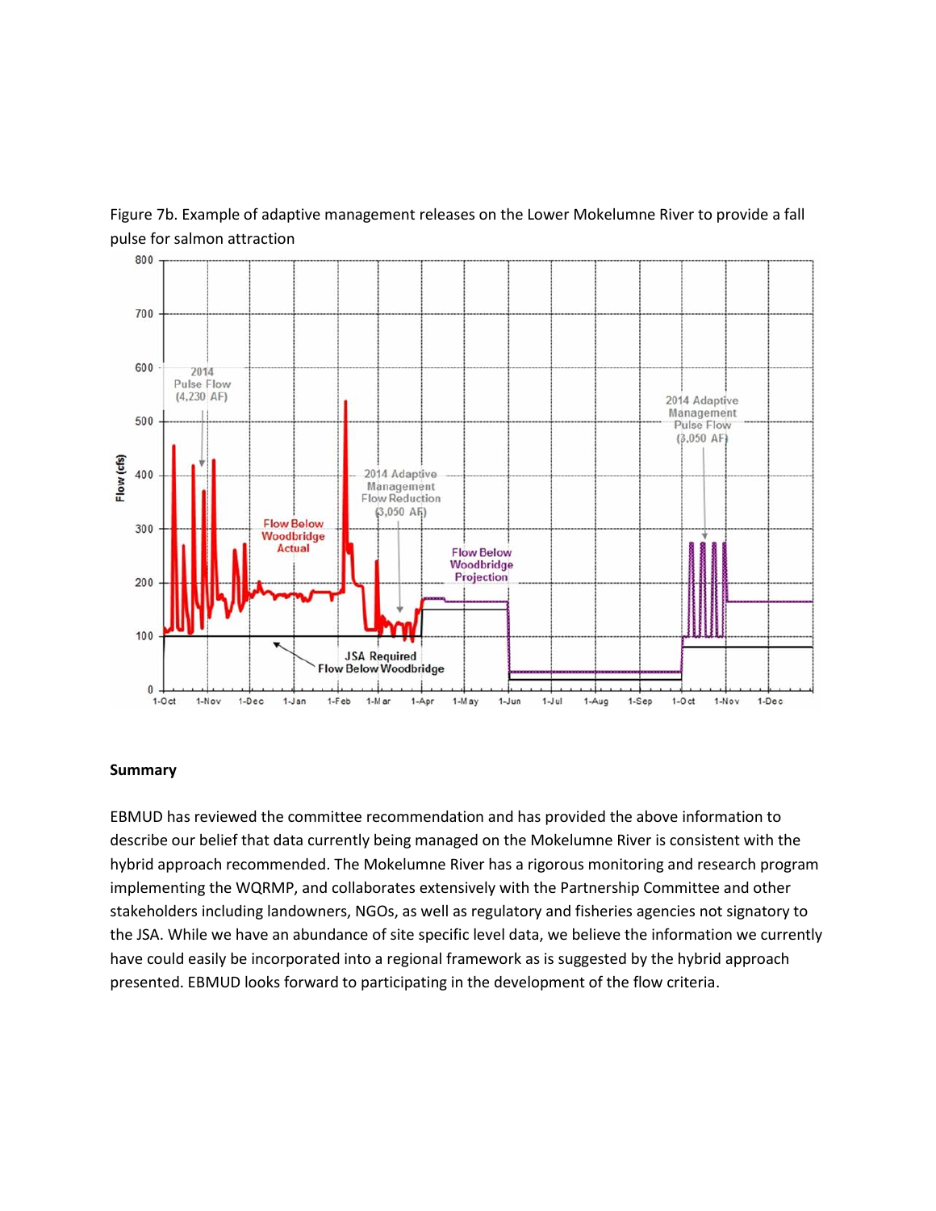Figure 7b. Example of adaptive management releases on the Lower Mokelumne River to provide a fall pulse for salmon attraction

**Summary**

EBMUD has reviewed the committee recommendation and has provided the above information to describe our belief that data currently being managed on the Mokelumne River is consistent with the hybrid approach recommended. The Mokelumne River has a rigorous monitoring and research program implementing the WQRMP, and collaborates extensively with the Partnership Committee and other stakeholders including landowners, NGOs, as well as regulatory and fisheries agencies not signatory to the JSA. While we have an abundance of site specific level data, we believe the information we currently have could easily be incorporated into a regional framework as is suggested by the hybrid approach presented. EBMUD looks forward to participating in the development of the flow criteria.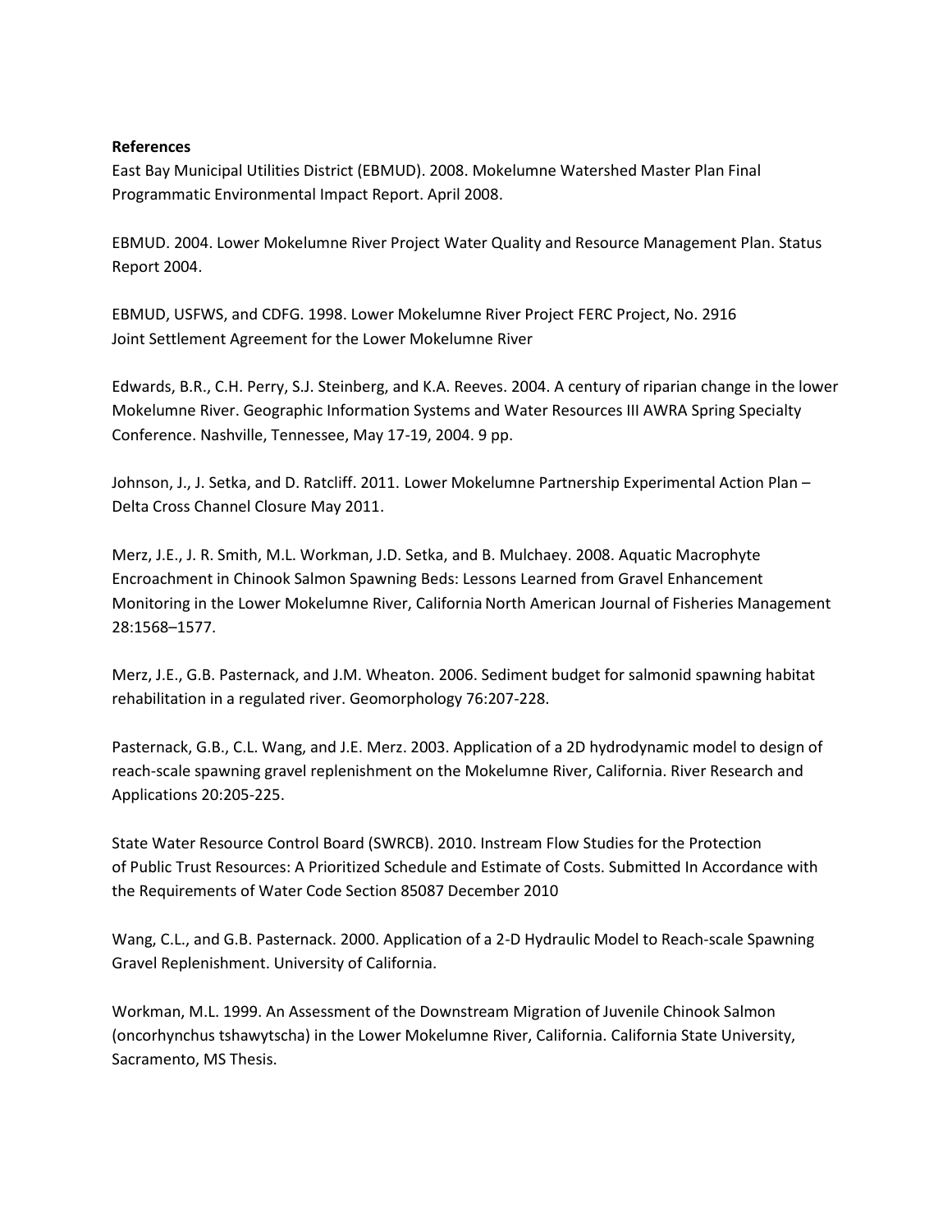**References**

East Bay Municipal Utilities District (EBMUD). 2008. Mokelumne Watershed Master Plan Final Programmatic Environmental Impact Report. April 2008.

EBMUD. 2004. Lower Mokelumne River Project Water Quality and Resource Management Plan. Status Report 2004.

EBMUD, USFWS, and CDFG. 1998. Lower Mokelumne River Project FERC Project, No. 2916 Joint Settlement Agreement for the Lower Mokelumne River

Edwards, B.R., C.H. Perry, S.J. Steinberg, and K.A. Reeves. 2004. A century of riparian change in the lower Mokelumne River. Geographic Information Systems and Water Resources III AWRA Spring Specialty Conference. Nashville, Tennessee, May 17-19, 2004. 9 pp.

Johnson, J., J. Setka, and D. Ratcliff. 2011. Lower Mokelumne Partnership Experimental Action Plan – Delta Cross Channel Closure May 2011.

Merz, J.E., J. R. Smith, M.L. Workman, J.D. Setka, and B. Mulchaey. 2008. Aquatic Macrophyte Encroachment in Chinook Salmon Spawning Beds: Lessons Learned from Gravel Enhancement Monitoring in the Lower Mokelumne River, California North American Journal of Fisheries Management 28:1568–1577.

Merz, J.E., G.B. Pasternack, and J.M. Wheaton. 2006. Sediment budget for salmonid spawning habitat rehabilitation in a regulated river. Geomorphology 76:207-228.

Pasternack, G.B., C.L. Wang, and J.E. Merz. 2003. Application of a 2D hydrodynamic model to design of reach-scale spawning gravel replenishment on the Mokelumne River, California. River Research and Applications 20:205-225.

State Water Resource Control Board (SWRCB). 2010. Instream Flow Studies for the Protection of Public Trust Resources: A Prioritized Schedule and Estimate of Costs. Submitted In Accordance with the Requirements of Water Code Section 85087 December 2010

Wang, C.L., and G.B. Pasternack. 2000. Application of a 2-D Hydraulic Model to Reach-scale Spawning Gravel Replenishment. University of California.

Workman, M.L. 1999. An Assessment of the Downstream Migration of Juvenile Chinook Salmon (oncorhynchus tshawytscha) in the Lower Mokelumne River, California. California State University, Sacramento, MS Thesis.